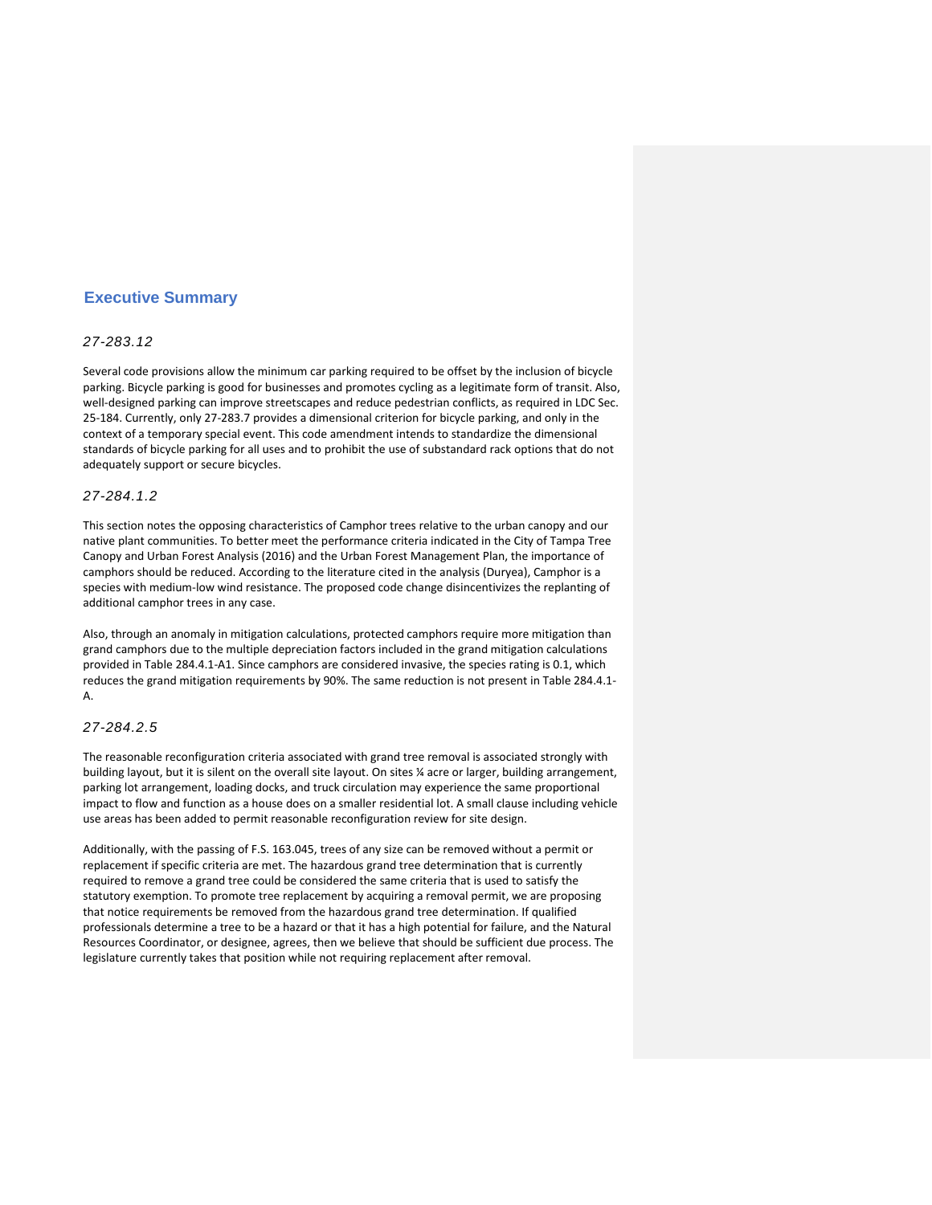## Executive Summary

### *27-283.12*

Several code provisions allow the minimum car parking required to be offset by the inclusion of bicycle parking. Bicycle parking is good for businesses and promotes cycling as a legitimate form of transit. Also, well-designed parking can improve streetscapes and reduce pedestrian conflicts, as required in LDC Sec. 25-184. Currently, only 27-283.7 provides a dimensional criterion for bicycle parking, and only in the context of a temporary special event. This code amendment intends to standardize the dimensional standards of bicycle parking for all uses and to prohibit the use of substandard rack options that do not adequately support or secure bicycles.

### *27-284.1.2*

This section notes the opposing characteristics of Camphor trees relative to the urban canopy and our native plant communities. To better meet the performance criteria indicated in the City of Tampa Tree Canopy and Urban Forest Analysis (2016) and the Urban Forest Management Plan, the importance of camphors should be reduced. According to the literature cited in the analysis (Duryea), Camphor is a species with medium-low wind resistance. The proposed code change disincentivizes the replanting of additional camphor trees in any case.

Also, through an anomaly in mitigation calculations, protected camphors require more mitigation than grand camphors due to the multiple depreciation factors included in the grand mitigation calculations provided in Table 284.4.1-A1. Since camphors are considered invasive, the species rating is 0.1, which reduces the grand mitigation requirements by 90%. The same reduction is not present in Table 284.4.1-A.

### *27-284.2.5*

The reasonable reconfiguration criteria associated with grand tree removal is associated strongly with building layout, but it is silent on the overall site layout. On sites ¼ acre or larger, building arrangement, parking lot arrangement, loading docks, and truck circulation may experience the same proportional impact to flow and function as a house does on a smaller residential lot. A small clause including vehicle use areas has been added to permit reasonable reconfiguration review for site design.

Additionally, with the passing of F.S. 163.045, trees of any size can be removed without a permit or replacement if specific criteria are met. The hazardous grand tree determination that is currently required to remove a grand tree could be considered the same criteria that is used to satisfy the statutory exemption. To promote tree replacement by acquiring a removal permit, we are proposing that notice requirements be removed from the hazardous grand tree determination. If qualified professionals determine a tree to be a hazard or that it has a high potential for failure, and the Natural Resources Coordinator, or designee, agrees, then we believe that should be sufficient due process. The legislature currently takes that position while not requiring replacement after removal.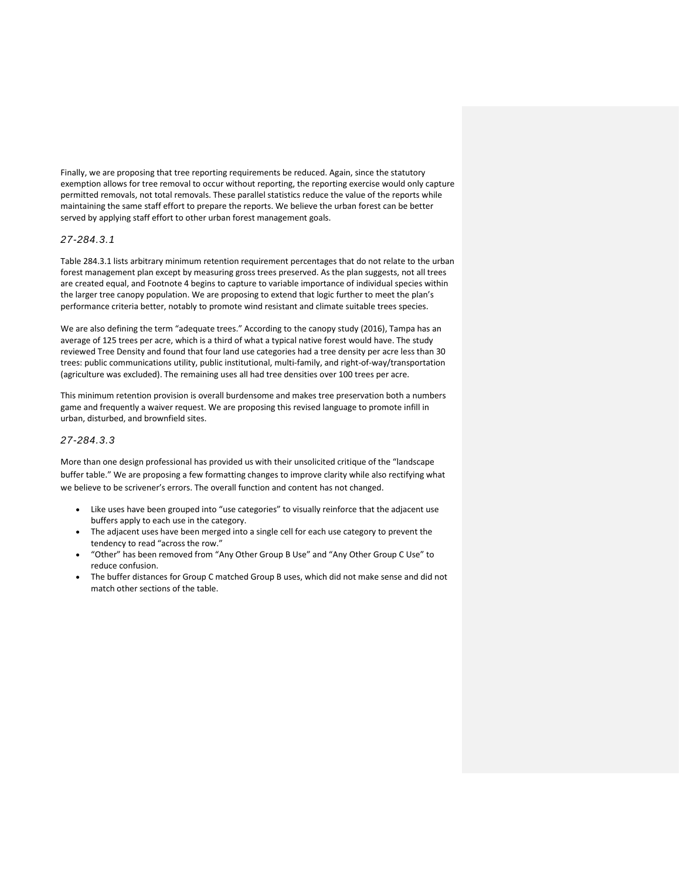Finally, we are proposing that tree reporting requirements be reduced. Again, since the statutory exemption allows for tree removal to occur without reporting, the reporting exercise would only capture permitted removals, not total removals. These parallel statistics reduce the value of the reports while maintaining the same staff effort to prepare the reports. We believe the urban forest can be better served by applying staff effort to other urban forest management goals.

### *27-284.3.1*

Table 284.3.1 lists arbitrary minimum retention requirement percentages that do not relate to the urban forest management plan except by measuring gross trees preserved. As the plan suggests, not all trees are created equal, and Footnote 4 begins to capture to variable importance of individual species within the larger tree canopy population. We are proposing to extend that logic further to meet the plan's performance criteria better, notably to promote wind resistant and climate suitable trees species.

We are also defining the term "adequate trees." According to the canopy study (2016), Tampa has an average of 125 trees per acre, which is a third of what a typical native forest would have. The study reviewed Tree Density and found that four land use categories had a tree density per acre less than 30 trees: public communications utility, public institutional, multi-family, and right-of-way/transportation (agriculture was excluded). The remaining uses all had tree densities over 100 trees per acre.

This minimum retention provision is overall burdensome and makes tree preservation both a numbers game and frequently a waiver request. We are proposing this revised language to promote infill in urban, disturbed, and brownfield sites.

### *27-284.3.3*

More than one design professional has provided us with their unsolicited critique of the "landscape buffer table." We are proposing a few formatting changes to improve clarity while also rectifying what we believe to be scrivener's errors. The overall function and content has not changed.

- Like uses have been grouped into "use categories" to visually reinforce that the adjacent use buffers apply to each use in the category.
- The adjacent uses have been merged into a single cell for each use category to prevent the tendency to read "across the row."
- "Other" has been removed from "Any Other Group B Use" and "Any Other Group C Use" to reduce confusion.
- The buffer distances for Group C matched Group B uses, which did not make sense and did not match other sections of the table.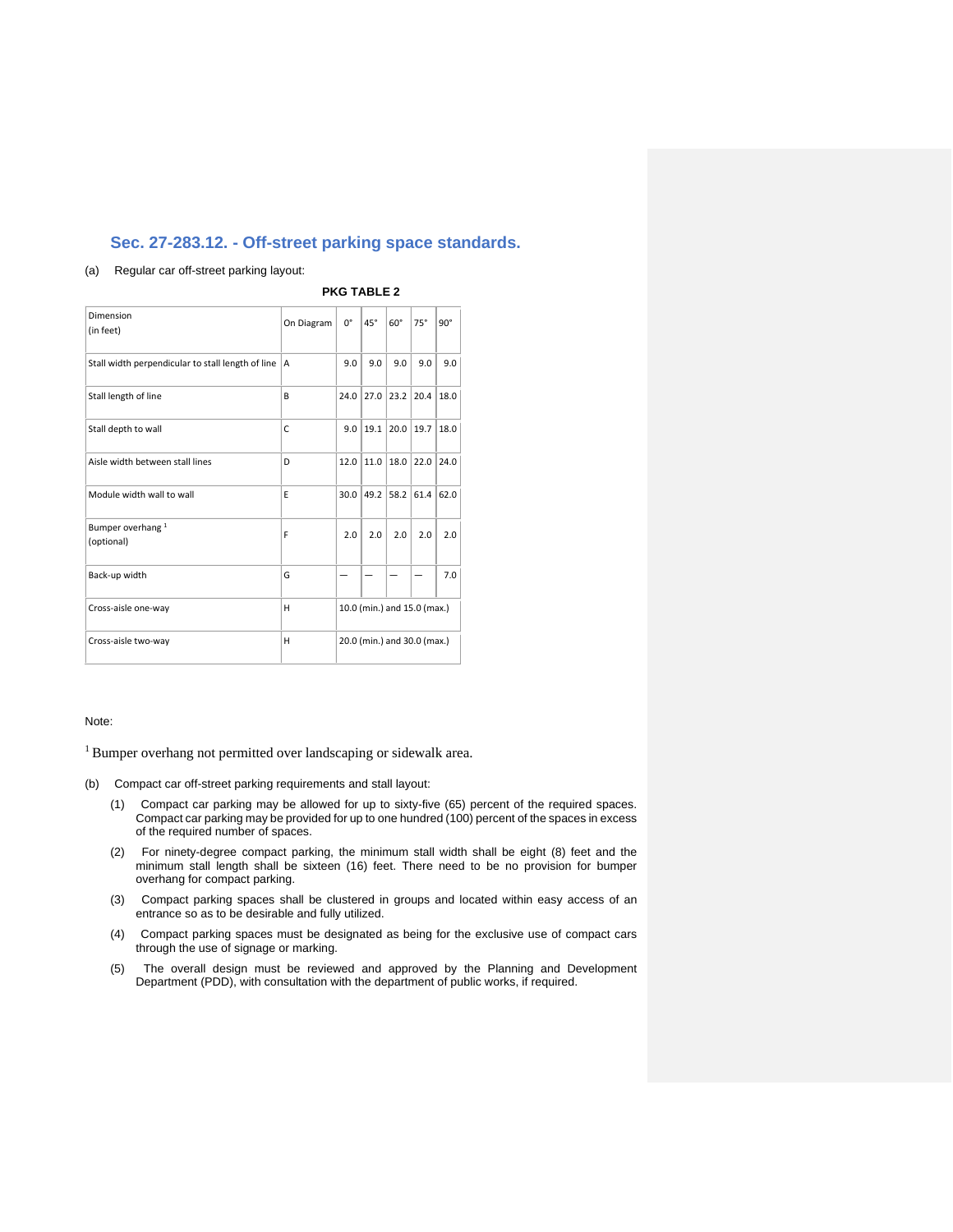## Sec. 27-283.12. - Off-street parking space standards.

(a) Regular car off-street parking layout:

**PKG TABLE 2**

| Dimension (in feet) | On Diagram | 0° | 45° | 60° | 75° | 90° |
|---|---|---|---|---|---|---|
| Stall width perpendicular to stall length of line | A | 9.0 | 9.0 | 9.0 | 9.0 | 9.0 |
| Stall length of line | B | 24.0 | 27.0 | 23.2 | 20.4 | 18.0 |
| Stall depth to wall | C | 9.0 | 19.1 | 20.0 | 19.7 | 18.0 |
| Aisle width between stall lines | D | 12.0 | 11.0 | 18.0 | 22.0 | 24.0 |
| Module width wall to wall | E | 30.0 | 49.2 | 58.2 | 61.4 | 62.0 |
| Bumper overhang [1] (optional) | F | 2.0 | 2.0 | 2.0 | 2.0 | 2.0 |
| Back-up width | G | — | — | — | — | 7.0 |
| Cross-aisle one-way | H | 10.0 (min.) and 15.0 (max.) | | | | |
| Cross-aisle two-way | H | 20.0 (min.) and 30.0 (max.) | | | | |

Note:

[1] Bumper overhang not permitted over landscaping or sidewalk area.

(b) Compact car off-street parking requirements and stall layout:

(1) Compact car parking may be allowed for up to sixty-five (65) percent of the required spaces. Compact car parking may be provided for up to one hundred (100) percent of the spaces in excess of the required number of spaces.

(2) For ninety-degree compact parking, the minimum stall width shall be eight (8) feet and the minimum stall length shall be sixteen (16) feet. There need to be no provision for bumper overhang for compact parking.

(3) Compact parking spaces shall be clustered in groups and located within easy access of an entrance so as to be desirable and fully utilized.

(4) Compact parking spaces must be designated as being for the exclusive use of compact cars through the use of signage or marking.

(5) The overall design must be reviewed and approved by the Planning and Development Department (PDD), with consultation with the department of public works, if required.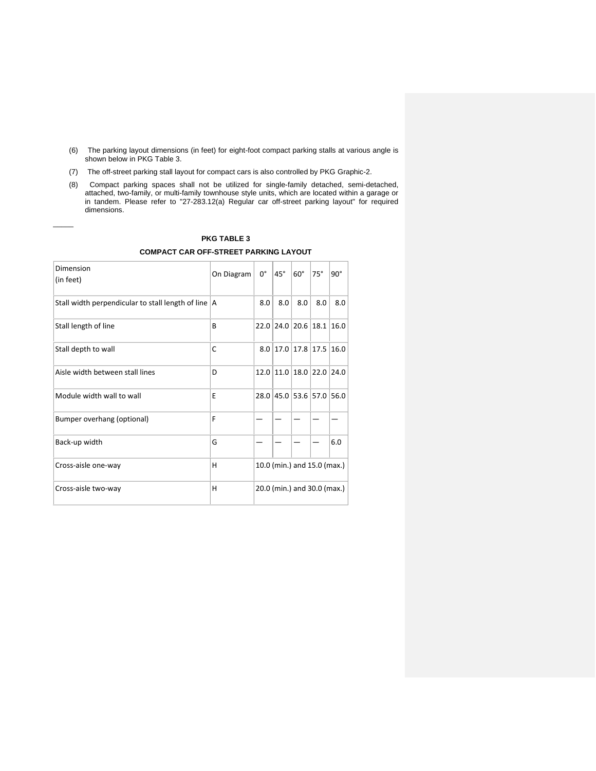(6) The parking layout dimensions (in feet) for eight-foot compact parking stalls at various angle is shown below in PKG Table 3.

(7) The off-street parking stall layout for compact cars is also controlled by PKG Graphic-2.

(8) Compact parking spaces shall not be utilized for single-family detached, semi-detached, attached, two-family, or multi-family townhouse style units, which are located within a garage or in tandem. Please refer to "27-283.12(a) Regular car off-street parking layout" for required dimensions.

**PKG TABLE 3**

**COMPACT CAR OFF-STREET PARKING LAYOUT**

| Dimension (in feet) | On Diagram | 0° | 45° | 60° | 75° | 90° |
|---|---|---|---|---|---|---|
| Stall width perpendicular to stall length of line | A | 8.0 | 8.0 | 8.0 | 8.0 | 8.0 |
| Stall length of line | B | 22.0 | 24.0 | 20.6 | 18.1 | 16.0 |
| Stall depth to wall | C | 8.0 | 17.0 | 17.8 | 17.5 | 16.0 |
| Aisle width between stall lines | D | 12.0 | 11.0 | 18.0 | 22.0 | 24.0 |
| Module width wall to wall | E | 28.0 | 45.0 | 53.6 | 57.0 | 56.0 |
| Bumper overhang (optional) | F | — | — | — | — | — |
| Back-up width | G | — | — | — | — | 6.0 |
| Cross-aisle one-way | H | 10.0 (min.) and 15.0 (max.) | | | | |
| Cross-aisle two-way | H | 20.0 (min.) and 30.0 (max.) | | | | |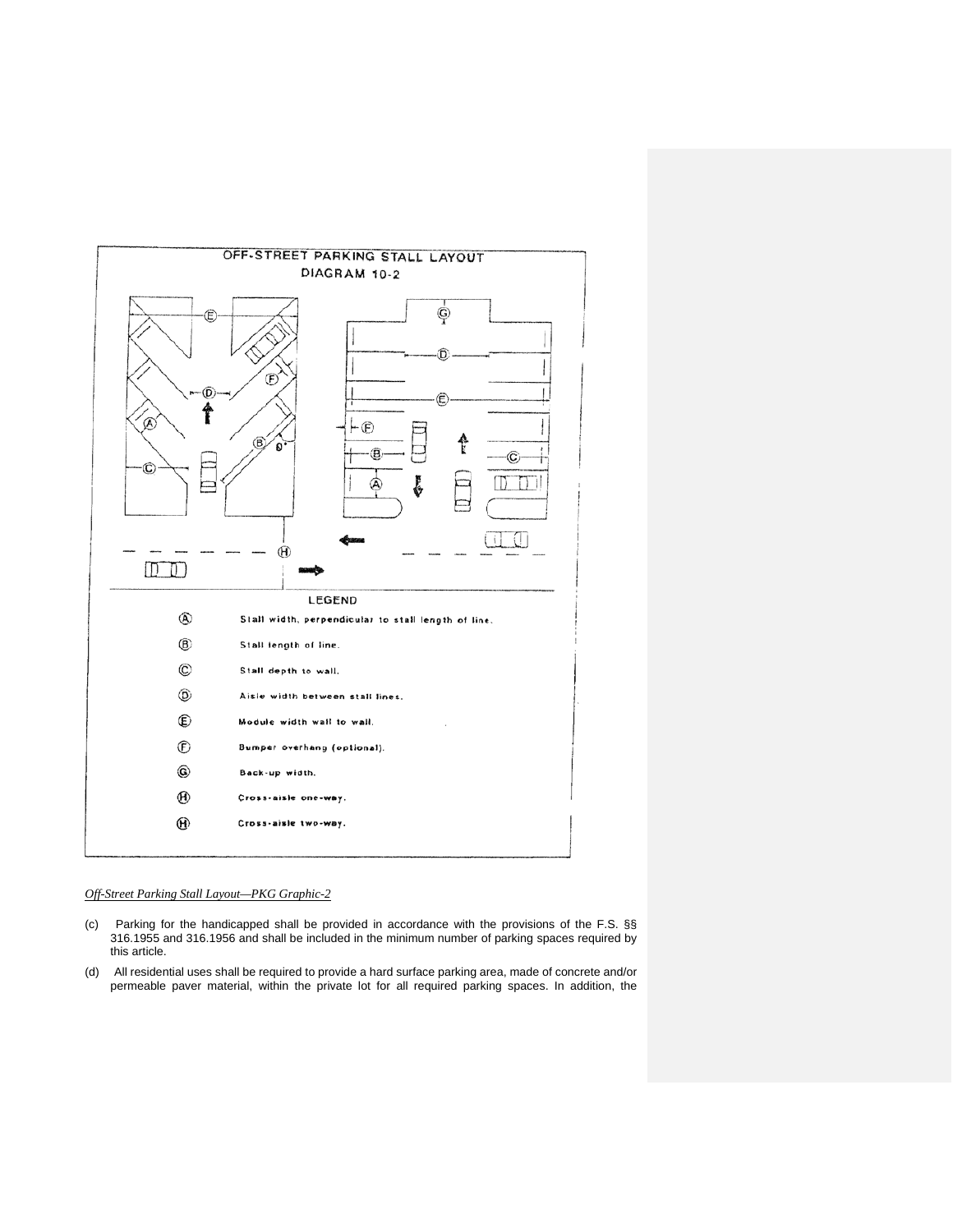OFF-STREET PARKING STALL LAYOUT

DIAGRAM 10-2

LEGEND

| | |
|---|---|
| (A) | Stall width, perpendicular to stall length of line. |
| (B) | Stall length of line. |
| (C) | Stall depth to wall. |
| (D) | Aisle width between stall lines. |
| (E) | Module width wall to wall. |
| (F) | Bumper overhang (optional). |
| (G) | Back-up width. |
| (H) | Cross-aisle one-way. |
| (H) | Cross-aisle two-way. |

*Off-Street Parking Stall Layout—PKG Graphic-2*

(c) Parking for the handicapped shall be provided in accordance with the provisions of the F.S. §§ 316.1955 and 316.1956 and shall be included in the minimum number of parking spaces required by this article.

(d) All residential uses shall be required to provide a hard surface parking area, made of concrete and/or permeable paver material, within the private lot for all required parking spaces. In addition, the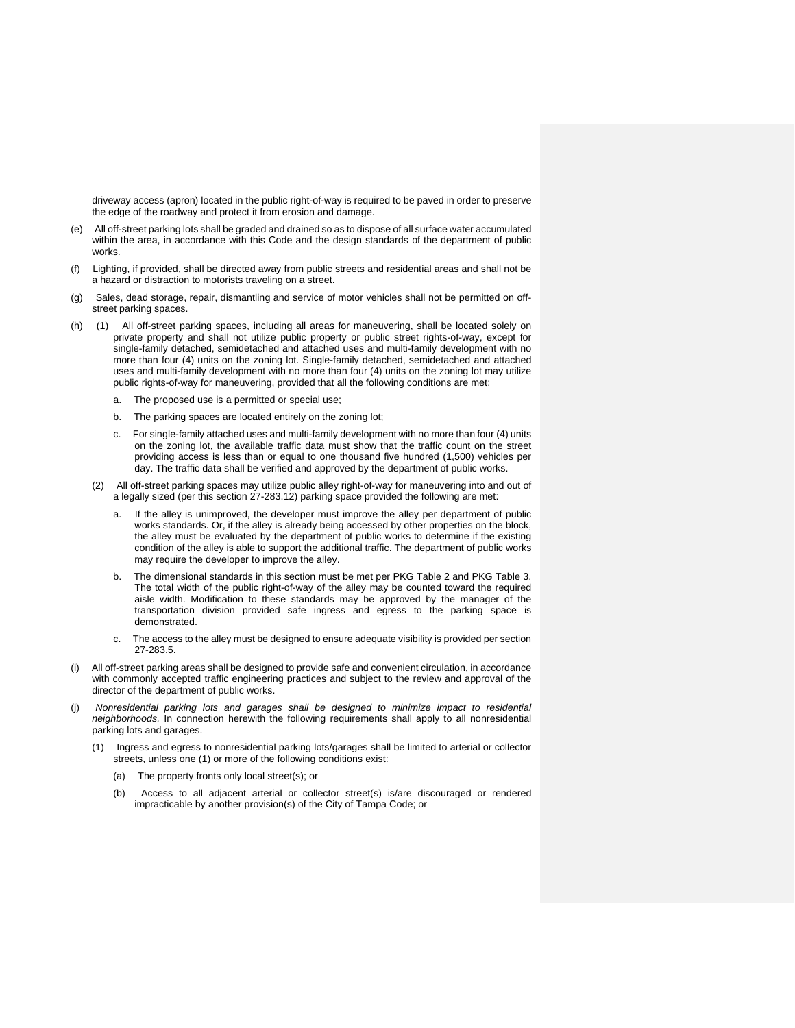driveway access (apron) located in the public right-of-way is required to be paved in order to preserve the edge of the roadway and protect it from erosion and damage.

(e) All off-street parking lots shall be graded and drained so as to dispose of all surface water accumulated within the area, in accordance with this Code and the design standards of the department of public works.

(f) Lighting, if provided, shall be directed away from public streets and residential areas and shall not be a hazard or distraction to motorists traveling on a street.

(g) Sales, dead storage, repair, dismantling and service of motor vehicles shall not be permitted on off-street parking spaces.

(h) (1) All off-street parking spaces, including all areas for maneuvering, shall be located solely on private property and shall not utilize public property or public street rights-of-way, except for single-family detached, semidetached and attached uses and multi-family development with no more than four (4) units on the zoning lot. Single-family detached, semidetached and attached uses and multi-family development with no more than four (4) units on the zoning lot may utilize public rights-of-way for maneuvering, provided that all the following conditions are met:

a. The proposed use is a permitted or special use;

b. The parking spaces are located entirely on the zoning lot;

c. For single-family attached uses and multi-family development with no more than four (4) units on the zoning lot, the available traffic data must show that the traffic count on the street providing access is less than or equal to one thousand five hundred (1,500) vehicles per day. The traffic data shall be verified and approved by the department of public works.

(2) All off-street parking spaces may utilize public alley right-of-way for maneuvering into and out of a legally sized (per this section 27-283.12) parking space provided the following are met:

a. If the alley is unimproved, the developer must improve the alley per department of public works standards. Or, if the alley is already being accessed by other properties on the block, the alley must be evaluated by the department of public works to determine if the existing condition of the alley is able to support the additional traffic. The department of public works may require the developer to improve the alley.

b. The dimensional standards in this section must be met per PKG Table 2 and PKG Table 3. The total width of the public right-of-way of the alley may be counted toward the required aisle width. Modification to these standards may be approved by the manager of the transportation division provided safe ingress and egress to the parking space is demonstrated.

c. The access to the alley must be designed to ensure adequate visibility is provided per section 27-283.5.

(i) All off-street parking areas shall be designed to provide safe and convenient circulation, in accordance with commonly accepted traffic engineering practices and subject to the review and approval of the director of the department of public works.

(j) *Nonresidential parking lots and garages shall be designed to minimize impact to residential neighborhoods.* In connection herewith the following requirements shall apply to all nonresidential parking lots and garages.

(1) Ingress and egress to nonresidential parking lots/garages shall be limited to arterial or collector streets, unless one (1) or more of the following conditions exist:

(a) The property fronts only local street(s); or

(b) Access to all adjacent arterial or collector street(s) is/are discouraged or rendered impracticable by another provision(s) of the City of Tampa Code; or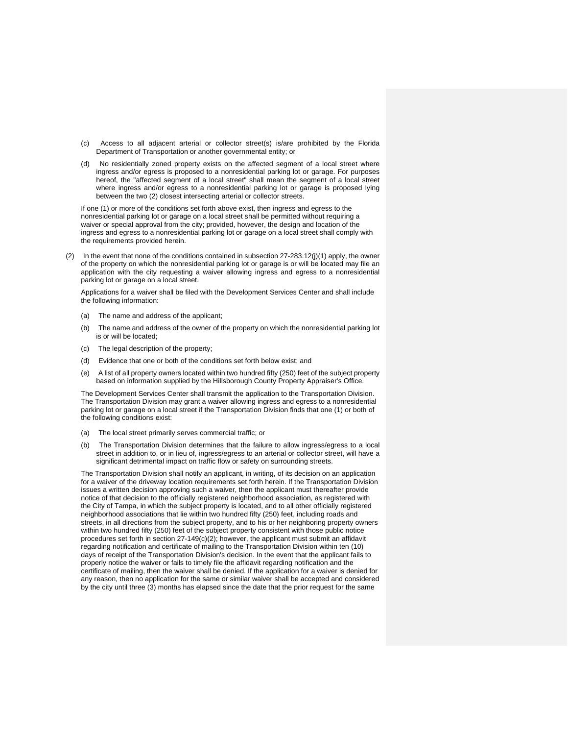(c) Access to all adjacent arterial or collector street(s) is/are prohibited by the Florida Department of Transportation or another governmental entity; or

(d) No residentially zoned property exists on the affected segment of a local street where ingress and/or egress is proposed to a nonresidential parking lot or garage. For purposes hereof, the "affected segment of a local street" shall mean the segment of a local street where ingress and/or egress to a nonresidential parking lot or garage is proposed lying between the two (2) closest intersecting arterial or collector streets.

If one (1) or more of the conditions set forth above exist, then ingress and egress to the nonresidential parking lot or garage on a local street shall be permitted without requiring a waiver or special approval from the city; provided, however, the design and location of the ingress and egress to a nonresidential parking lot or garage on a local street shall comply with the requirements provided herein.

(2) In the event that none of the conditions contained in subsection 27-283.12(j)(1) apply, the owner of the property on which the nonresidential parking lot or garage is or will be located may file an application with the city requesting a waiver allowing ingress and egress to a nonresidential parking lot or garage on a local street.

Applications for a waiver shall be filed with the Development Services Center and shall include the following information:

(a) The name and address of the applicant;

(b) The name and address of the owner of the property on which the nonresidential parking lot is or will be located;

(c) The legal description of the property;

(d) Evidence that one or both of the conditions set forth below exist; and

(e) A list of all property owners located within two hundred fifty (250) feet of the subject property based on information supplied by the Hillsborough County Property Appraiser's Office.

The Development Services Center shall transmit the application to the Transportation Division. The Transportation Division may grant a waiver allowing ingress and egress to a nonresidential parking lot or garage on a local street if the Transportation Division finds that one (1) or both of the following conditions exist:

(a) The local street primarily serves commercial traffic; or

(b) The Transportation Division determines that the failure to allow ingress/egress to a local street in addition to, or in lieu of, ingress/egress to an arterial or collector street, will have a significant detrimental impact on traffic flow or safety on surrounding streets.

The Transportation Division shall notify an applicant, in writing, of its decision on an application for a waiver of the driveway location requirements set forth herein. If the Transportation Division issues a written decision approving such a waiver, then the applicant must thereafter provide notice of that decision to the officially registered neighborhood association, as registered with the City of Tampa, in which the subject property is located, and to all other officially registered neighborhood associations that lie within two hundred fifty (250) feet, including roads and streets, in all directions from the subject property, and to his or her neighboring property owners within two hundred fifty (250) feet of the subject property consistent with those public notice procedures set forth in section 27-149(c)(2); however, the applicant must submit an affidavit regarding notification and certificate of mailing to the Transportation Division within ten (10) days of receipt of the Transportation Division's decision. In the event that the applicant fails to properly notice the waiver or fails to timely file the affidavit regarding notification and the certificate of mailing, then the waiver shall be denied. If the application for a waiver is denied for any reason, then no application for the same or similar waiver shall be accepted and considered by the city until three (3) months has elapsed since the date that the prior request for the same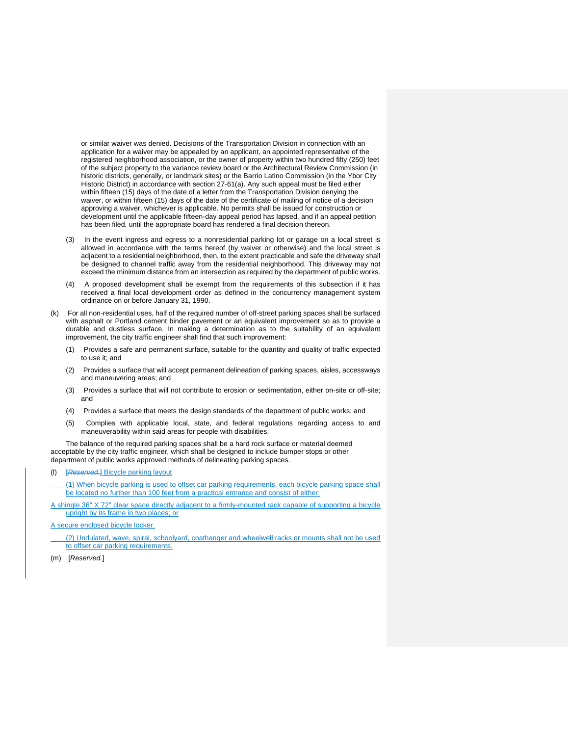or similar waiver was denied. Decisions of the Transportation Division in connection with an application for a waiver may be appealed by an applicant, an appointed representative of the registered neighborhood association, or the owner of property within two hundred fifty (250) feet of the subject property to the variance review board or the Architectural Review Commission (in historic districts, generally, or landmark sites) or the Barrio Latino Commission (in the Ybor City Historic District) in accordance with section 27-61(a). Any such appeal must be filed either within fifteen (15) days of the date of a letter from the Transportation Division denying the waiver, or within fifteen (15) days of the date of the certificate of mailing of notice of a decision approving a waiver, whichever is applicable. No permits shall be issued for construction or development until the applicable fifteen-day appeal period has lapsed, and if an appeal petition has been filed, until the appropriate board has rendered a final decision thereon.

(3) In the event ingress and egress to a nonresidential parking lot or garage on a local street is allowed in accordance with the terms hereof (by waiver or otherwise) and the local street is adjacent to a residential neighborhood, then, to the extent practicable and safe the driveway shall be designed to channel traffic away from the residential neighborhood. This driveway may not exceed the minimum distance from an intersection as required by the department of public works.

(4) A proposed development shall be exempt from the requirements of this subsection if it has received a final local development order as defined in the concurrency management system ordinance on or before January 31, 1990.

(k) For all non-residential uses, half of the required number of off-street parking spaces shall be surfaced with asphalt or Portland cement binder pavement or an equivalent improvement so as to provide a durable and dustless surface. In making a determination as to the suitability of an equivalent improvement, the city traffic engineer shall find that such improvement:

(1) Provides a safe and permanent surface, suitable for the quantity and quality of traffic expected to use it; and

(2) Provides a surface that will accept permanent delineation of parking spaces, aisles, accessways and maneuvering areas; and

(3) Provides a surface that will not contribute to erosion or sedimentation, either on-site or off-site; and

(4) Provides a surface that meets the design standards of the department of public works; and

(5) Complies with applicable local, state, and federal regulations regarding access to and maneuverability within said areas for people with disabilities.

The balance of the required parking spaces shall be a hard rock surface or material deemed acceptable by the city traffic engineer, which shall be designed to include bumper stops or other department of public works approved methods of delineating parking spaces.

(l) ~~[*Reserved.*]~~ Bicycle parking layout

(1) When bicycle parking is used to offset car parking requirements, each bicycle parking space shall be located no further than 100 feet from a practical entrance and consist of either:

A shingle 36" X 72" clear space directly adjacent to a firmly-mounted rack capable of supporting a bicycle upright by its frame in two places; or

A secure enclosed bicycle locker.

(2) Undulated, wave, spiral, schoolyard, coathanger and wheelwell racks or mounts shall not be used to offset car parking requirements.

(m) [*Reserved.*]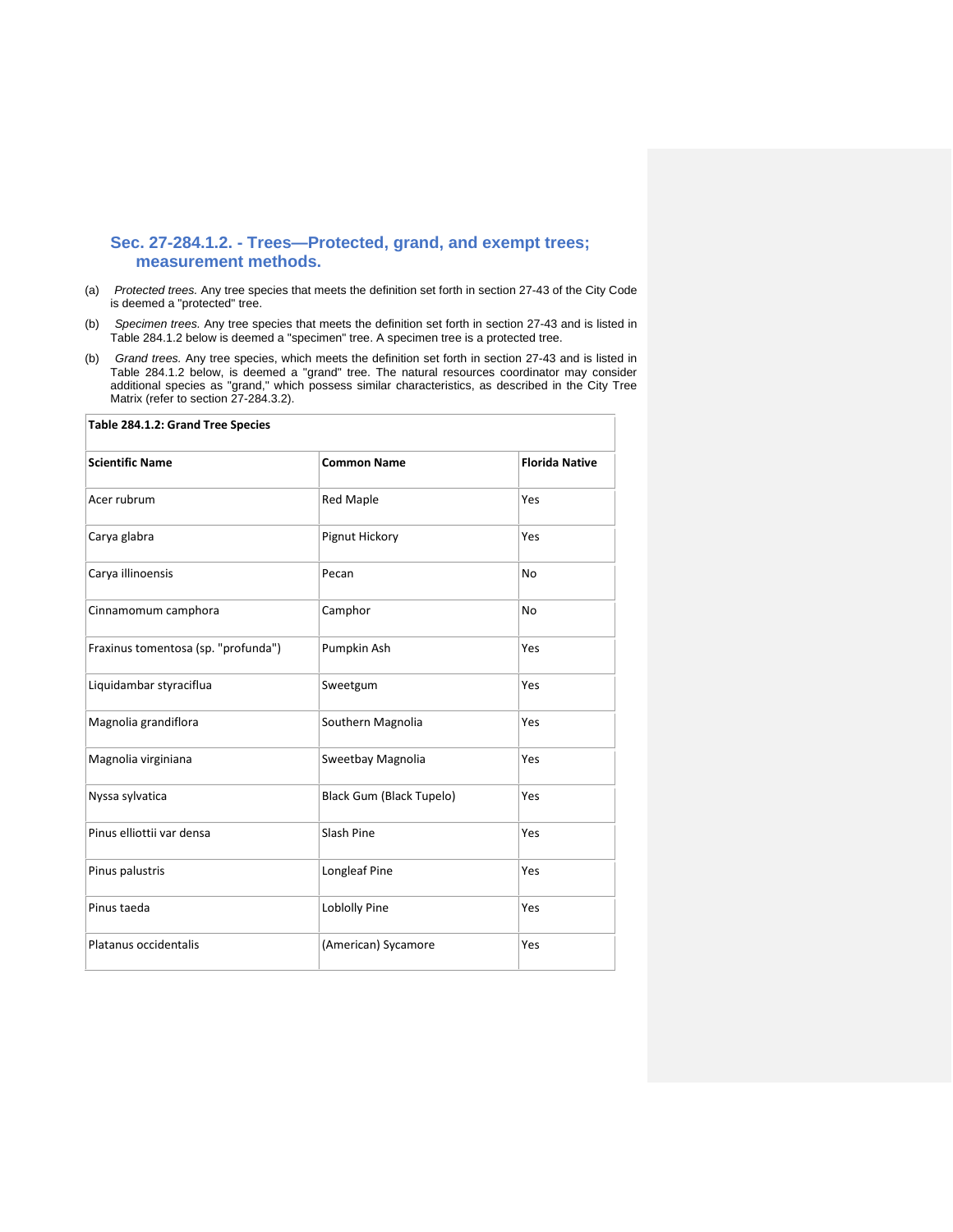### Sec. 27-284.1.2. - Trees—Protected, grand, and exempt trees; measurement methods.

(a) *Protected trees.* Any tree species that meets the definition set forth in section 27-43 of the City Code is deemed a "protected" tree.

(b) *Specimen trees.* Any tree species that meets the definition set forth in section 27-43 and is listed in Table 284.1.2 below is deemed a "specimen" tree. A specimen tree is a protected tree.

(b) *Grand trees.* Any tree species, which meets the definition set forth in section 27-43 and is listed in Table 284.1.2 below, is deemed a "grand" tree. The natural resources coordinator may consider additional species as "grand," which possess similar characteristics, as described in the City Tree Matrix (refer to section 27-284.3.2).

**Table 284.1.2: Grand Tree Species**

| Scientific Name | Common Name | Florida Native |
|---|---|---|
| Acer rubrum | Red Maple | Yes |
| Carya glabra | Pignut Hickory | Yes |
| Carya illinoensis | Pecan | No |
| Cinnamomum camphora | Camphor | No |
| Fraxinus tomentosa (sp. "profunda") | Pumpkin Ash | Yes |
| Liquidambar styraciflua | Sweetgum | Yes |
| Magnolia grandiflora | Southern Magnolia | Yes |
| Magnolia virginiana | Sweetbay Magnolia | Yes |
| Nyssa sylvatica | Black Gum (Black Tupelo) | Yes |
| Pinus elliottii var densa | Slash Pine | Yes |
| Pinus palustris | Longleaf Pine | Yes |
| Pinus taeda | Loblolly Pine | Yes |
| Platanus occidentalis | (American) Sycamore | Yes |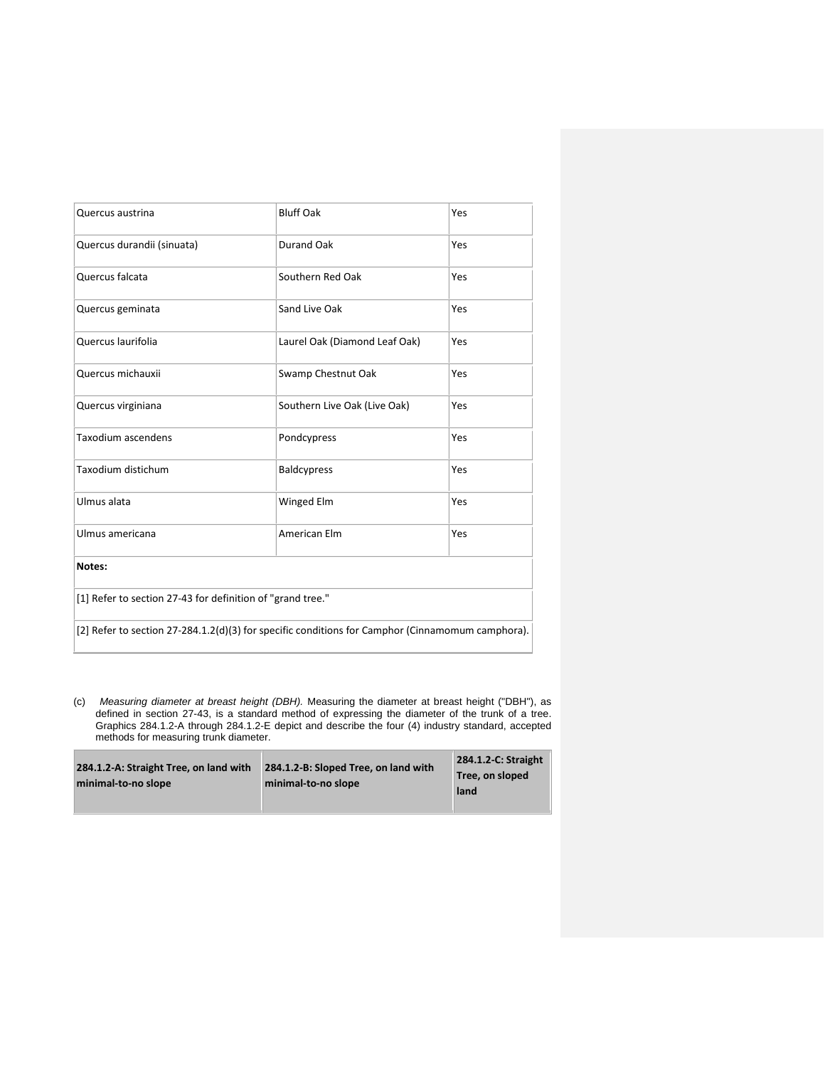| | | |
|---|---|---|
| Quercus austrina | Bluff Oak | Yes |
| Quercus durandii (sinuata) | Durand Oak | Yes |
| Quercus falcata | Southern Red Oak | Yes |
| Quercus geminata | Sand Live Oak | Yes |
| Quercus laurifolia | Laurel Oak (Diamond Leaf Oak) | Yes |
| Quercus michauxii | Swamp Chestnut Oak | Yes |
| Quercus virginiana | Southern Live Oak (Live Oak) | Yes |
| Taxodium ascendens | Pondcypress | Yes |
| Taxodium distichum | Baldcypress | Yes |
| Ulmus alata | Winged Elm | Yes |
| Ulmus americana | American Elm | Yes |
| **Notes:** | | |
| [1] Refer to section 27-43 for definition of "grand tree." | | |
| [2] Refer to section 27-284.1.2(d)(3) for specific conditions for Camphor (Cinnamomum camphora). | | |

(c) *Measuring diameter at breast height (DBH).* Measuring the diameter at breast height ("DBH"), as defined in section 27-43, is a standard method of expressing the diameter of the trunk of a tree. Graphics 284.1.2-A through 284.1.2-E depict and describe the four (4) industry standard, accepted methods for measuring trunk diameter.

| 284.1.2-A: Straight Tree, on land with minimal-to-no slope | 284.1.2-B: Sloped Tree, on land with minimal-to-no slope | 284.1.2-C: Straight Tree, on sloped land |
|---|---|---|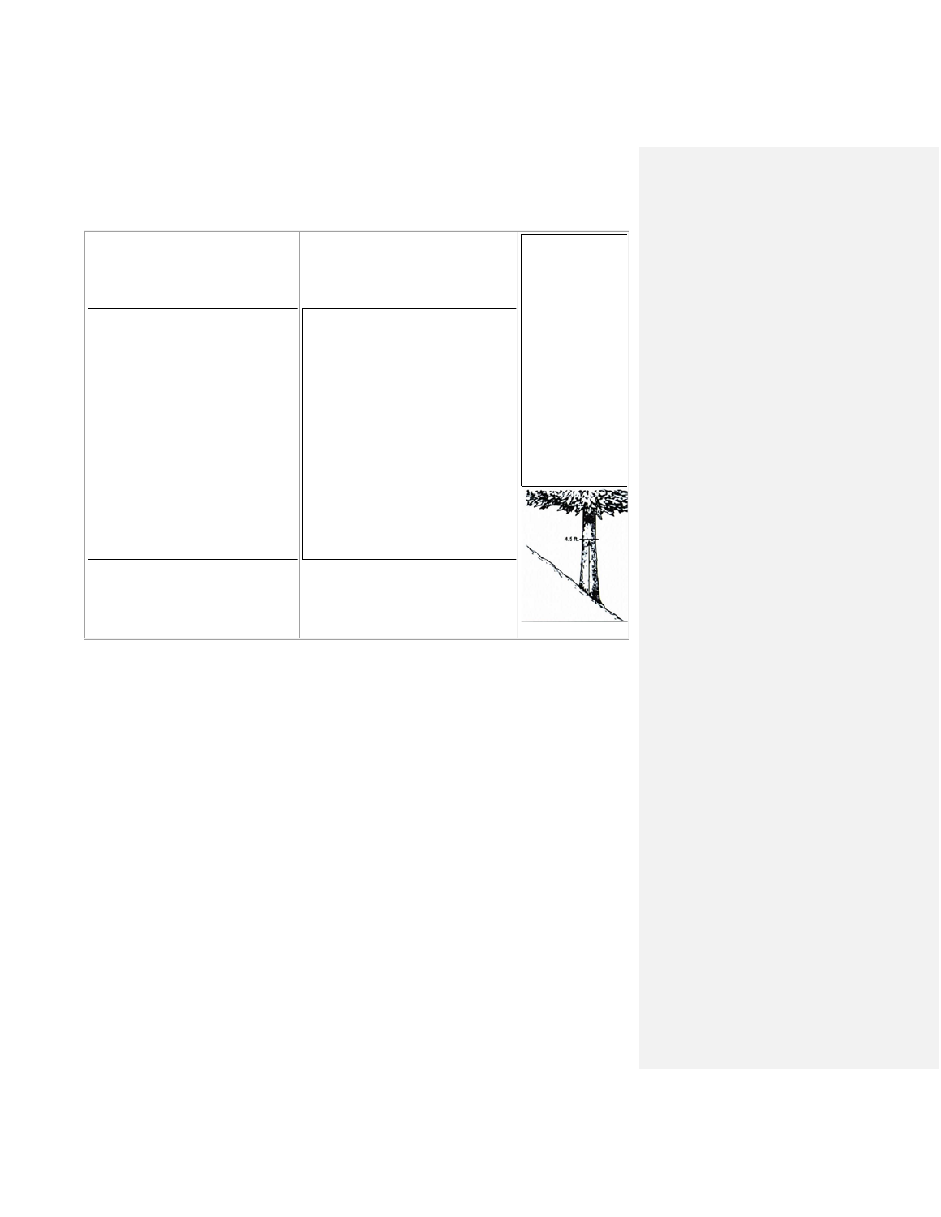4.5 ft.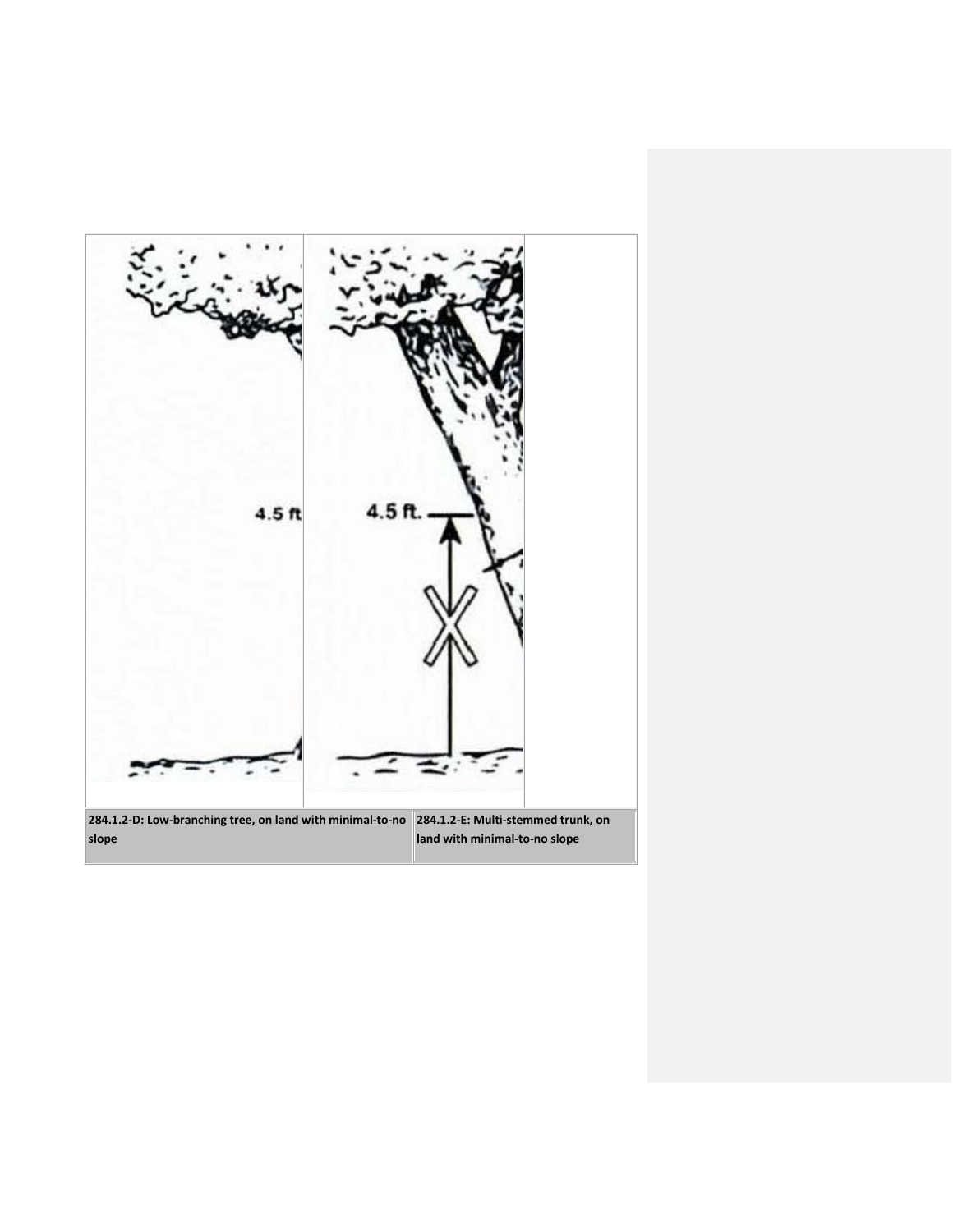| 284.1.2-D: Low-branching tree, on land with minimal-to-no slope | 284.1.2-E: Multi-stemmed trunk, on land with minimal-to-no slope |
| --- | --- |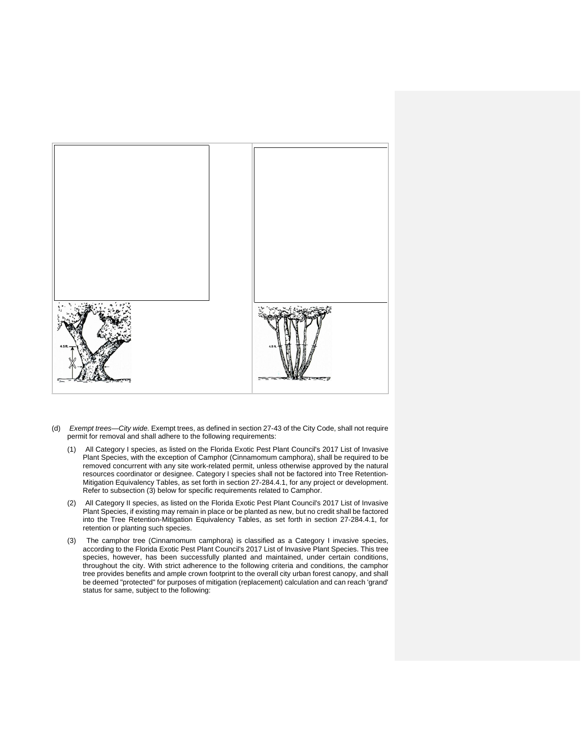(d) *Exempt trees—City wide.* Exempt trees, as defined in section 27-43 of the City Code, shall not require permit for removal and shall adhere to the following requirements:

(1) All Category I species, as listed on the Florida Exotic Pest Plant Council's 2017 List of Invasive Plant Species, with the exception of Camphor (Cinnamomum camphora), shall be required to be removed concurrent with any site work-related permit, unless otherwise approved by the natural resources coordinator or designee. Category I species shall not be factored into Tree Retention-Mitigation Equivalency Tables, as set forth in section 27-284.4.1, for any project or development. Refer to subsection (3) below for specific requirements related to Camphor.

(2) All Category II species, as listed on the Florida Exotic Pest Plant Council's 2017 List of Invasive Plant Species, if existing may remain in place or be planted as new, but no credit shall be factored into the Tree Retention-Mitigation Equivalency Tables, as set forth in section 27-284.4.1, for retention or planting such species.

(3) The camphor tree (Cinnamomum camphora) is classified as a Category I invasive species, according to the Florida Exotic Pest Plant Council's 2017 List of Invasive Plant Species. This tree species, however, has been successfully planted and maintained, under certain conditions, throughout the city. With strict adherence to the following criteria and conditions, the camphor tree provides benefits and ample crown footprint to the overall city urban forest canopy, and shall be deemed "protected" for purposes of mitigation (replacement) calculation and can reach 'grand' status for same, subject to the following: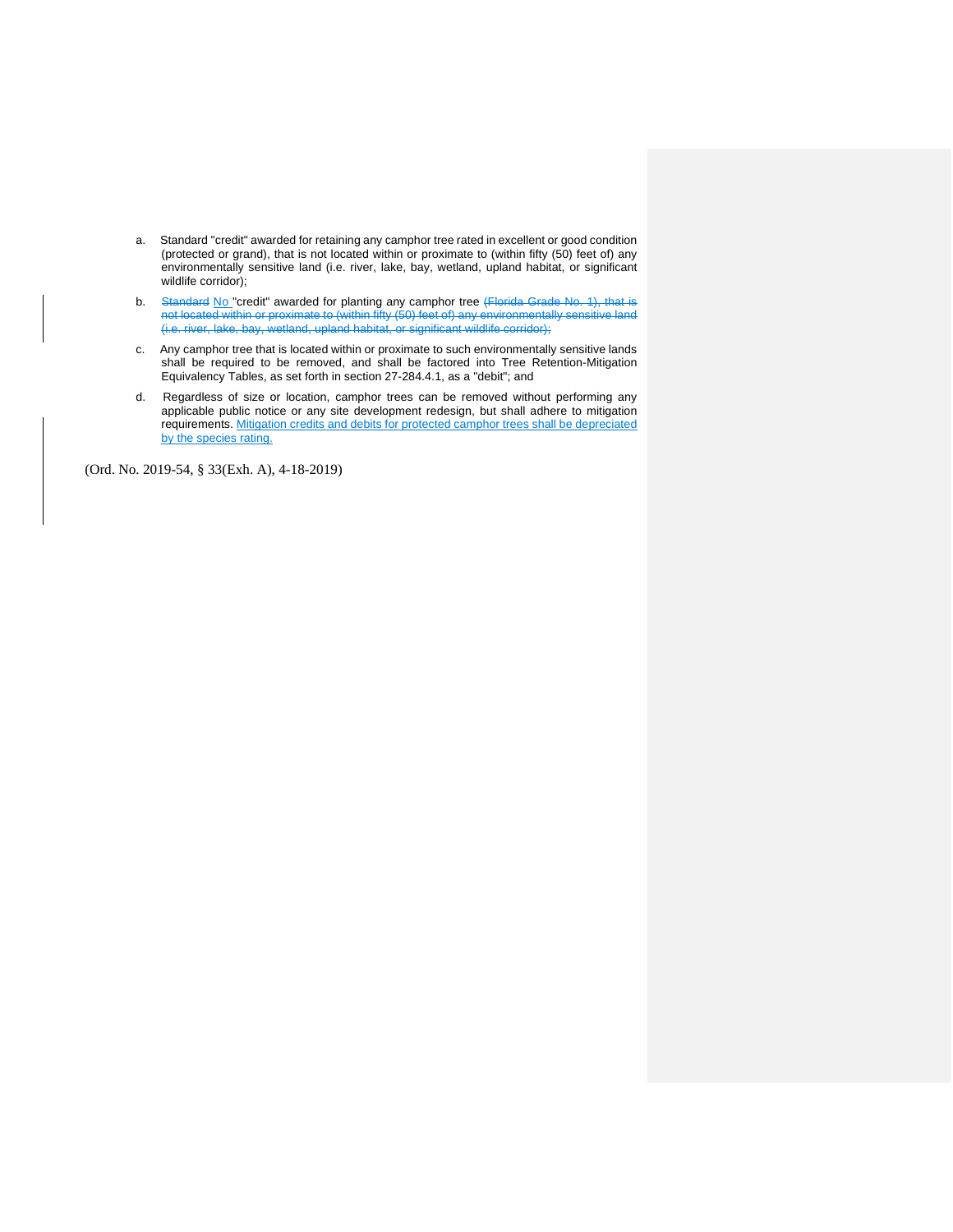a. Standard "credit" awarded for retaining any camphor tree rated in excellent or good condition (protected or grand), that is not located within or proximate to (within fifty (50) feet of) any environmentally sensitive land (i.e. river, lake, bay, wetland, upland habitat, or significant wildlife corridor);

b. ~~Standard~~ No "credit" awarded for planting any camphor tree ~~(Florida Grade No. 1), that is not located within or proximate to (within fifty (50) feet of) any environmentally sensitive land (i.e. river, lake, bay, wetland, upland habitat, or significant wildlife corridor);~~

c. Any camphor tree that is located within or proximate to such environmentally sensitive lands shall be required to be removed, and shall be factored into Tree Retention-Mitigation Equivalency Tables, as set forth in section 27-284.4.1, as a "debit"; and

d. Regardless of size or location, camphor trees can be removed without performing any applicable public notice or any site development redesign, but shall adhere to mitigation requirements. Mitigation credits and debits for protected camphor trees shall be depreciated by the species rating.

(Ord. No. 2019-54, § 33(Exh. A), 4-18-2019)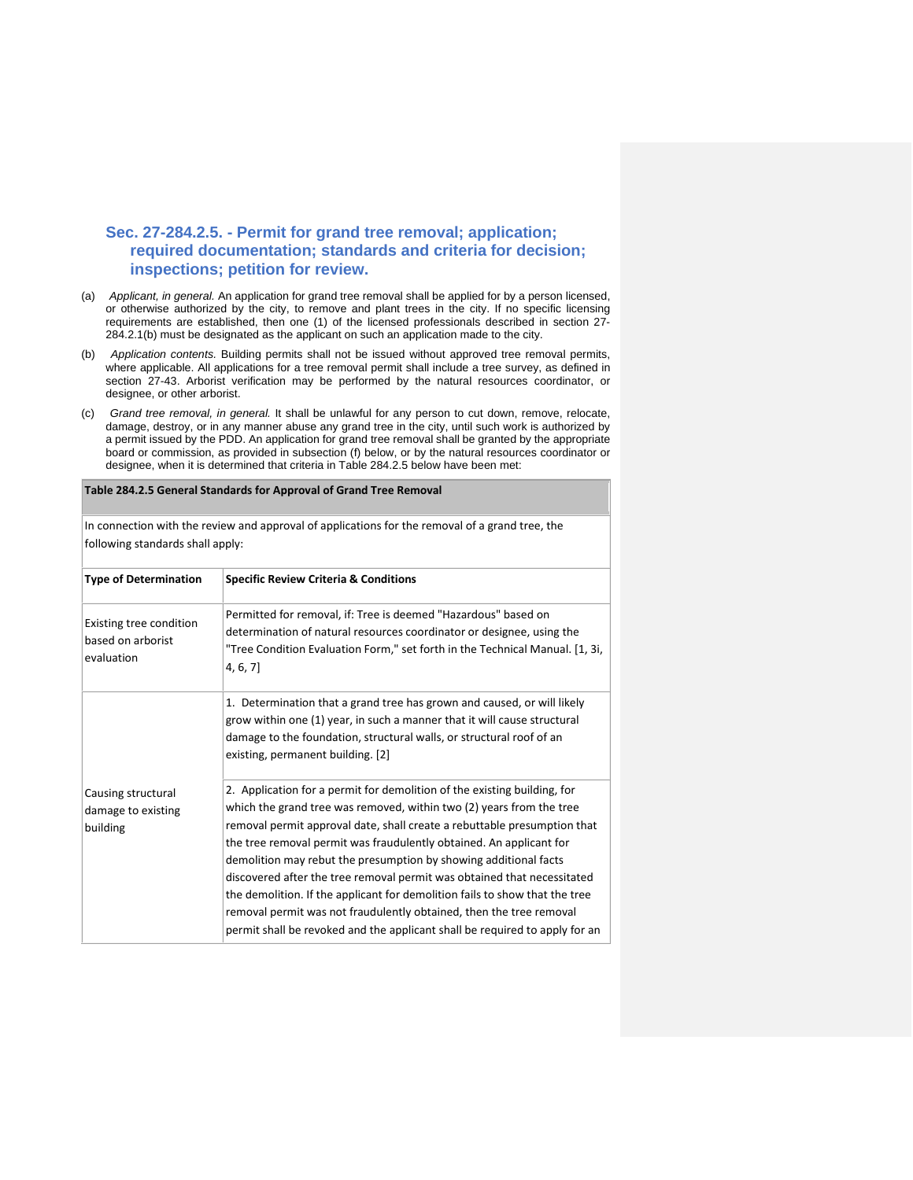### Sec. 27-284.2.5. - Permit for grand tree removal; application; required documentation; standards and criteria for decision; inspections; petition for review.

(a) *Applicant, in general.* An application for grand tree removal shall be applied for by a person licensed, or otherwise authorized by the city, to remove and plant trees in the city. If no specific licensing requirements are established, then one (1) of the licensed professionals described in section 27-284.2.1(b) must be designated as the applicant on such an application made to the city.

(b) *Application contents.* Building permits shall not be issued without approved tree removal permits, where applicable. All applications for a tree removal permit shall include a tree survey, as defined in section 27-43. Arborist verification may be performed by the natural resources coordinator, or designee, or other arborist.

(c) *Grand tree removal, in general.* It shall be unlawful for any person to cut down, remove, relocate, damage, destroy, or in any manner abuse any grand tree in the city, until such work is authorized by a permit issued by the PDD. An application for grand tree removal shall be granted by the appropriate board or commission, as provided in subsection (f) below, or by the natural resources coordinator or designee, when it is determined that criteria in Table 284.2.5 below have been met:

| **Table 284.2.5 General Standards for Approval of Grand Tree Removal** | |
|---|---|
| In connection with the review and approval of applications for the removal of a grand tree, the following standards shall apply: | |
| **Type of Determination** | **Specific Review Criteria & Conditions** |
| Existing tree condition based on arborist evaluation | Permitted for removal, if: Tree is deemed "Hazardous" based on determination of natural resources coordinator or designee, using the "Tree Condition Evaluation Form," set forth in the Technical Manual. [1, 3i, 4, 6, 7] |
| Causing structural damage to existing building | 1. Determination that a grand tree has grown and caused, or will likely grow within one (1) year, in such a manner that it will cause structural damage to the foundation, structural walls, or structural roof of an existing, permanent building. [2] |
| | 2. Application for a permit for demolition of the existing building, for which the grand tree was removed, within two (2) years from the tree removal permit approval date, shall create a rebuttable presumption that the tree removal permit was fraudulently obtained. An applicant for demolition may rebut the presumption by showing additional facts discovered after the tree removal permit was obtained that necessitated the demolition. If the applicant for demolition fails to show that the tree removal permit was not fraudulently obtained, then the tree removal permit shall be revoked and the applicant shall be required to apply for an |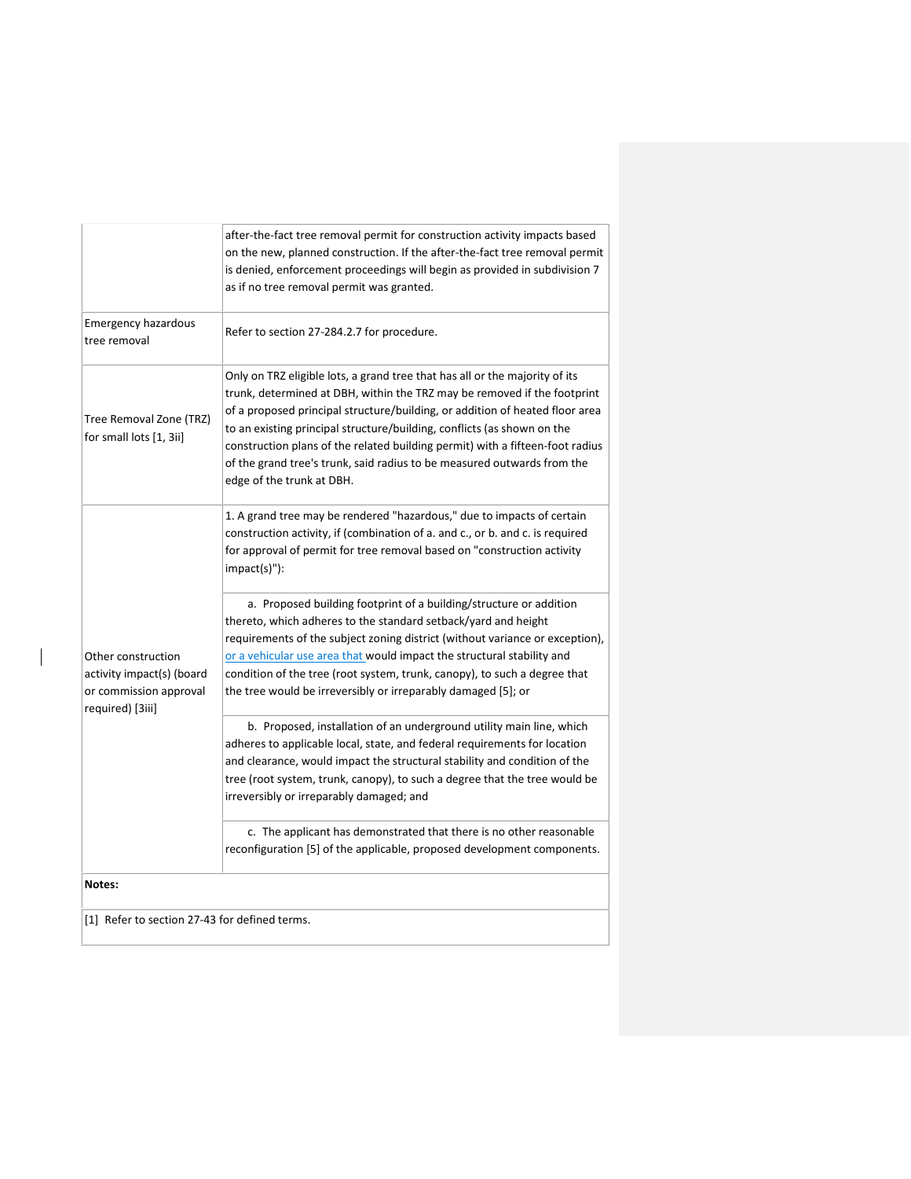| | |
|---|---|
| | after-the-fact tree removal permit for construction activity impacts based on the new, planned construction. If the after-the-fact tree removal permit is denied, enforcement proceedings will begin as provided in subdivision 7 as if no tree removal permit was granted. |
| Emergency hazardous tree removal | Refer to section 27-284.2.7 for procedure. |
| Tree Removal Zone (TRZ) for small lots [1, 3ii] | Only on TRZ eligible lots, a grand tree that has all or the majority of its trunk, determined at DBH, within the TRZ may be removed if the footprint of a proposed principal structure/building, or addition of heated floor area to an existing principal structure/building, conflicts (as shown on the construction plans of the related building permit) with a fifteen-foot radius of the grand tree's trunk, said radius to be measured outwards from the edge of the trunk at DBH. |
| Other construction activity impact(s) (board or commission approval required) [3iii] | 1. A grand tree may be rendered "hazardous," due to impacts of certain construction activity, if (combination of a. and c., or b. and c. is required for approval of permit for tree removal based on "construction activity impact(s)"): |
| | a. Proposed building footprint of a building/structure or addition thereto, which adheres to the standard setback/yard and height requirements of the subject zoning district (without variance or exception), or a vehicular use area that would impact the structural stability and condition of the tree (root system, trunk, canopy), to such a degree that the tree would be irreversibly or irreparably damaged [5]; or |
| | b. Proposed, installation of an underground utility main line, which adheres to applicable local, state, and federal requirements for location and clearance, would impact the structural stability and condition of the tree (root system, trunk, canopy), to such a degree that the tree would be irreversibly or irreparably damaged; and |
| | c. The applicant has demonstrated that there is no other reasonable reconfiguration [5] of the applicable, proposed development components. |
| **Notes:** | |
| [1] Refer to section 27-43 for defined terms. | |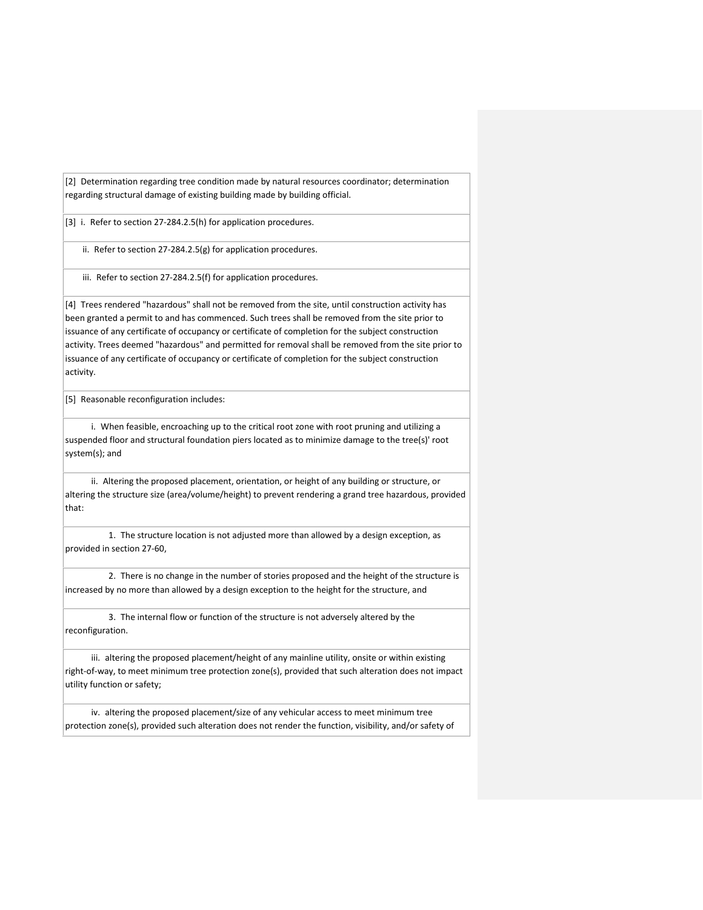[2] Determination regarding tree condition made by natural resources coordinator; determination regarding structural damage of existing building made by building official.

[3] i. Refer to section 27-284.2.5(h) for application procedures.

ii. Refer to section 27-284.2.5(g) for application procedures.

iii. Refer to section 27-284.2.5(f) for application procedures.

[4] Trees rendered "hazardous" shall not be removed from the site, until construction activity has been granted a permit to and has commenced. Such trees shall be removed from the site prior to issuance of any certificate of occupancy or certificate of completion for the subject construction activity. Trees deemed "hazardous" and permitted for removal shall be removed from the site prior to issuance of any certificate of occupancy or certificate of completion for the subject construction activity.

[5] Reasonable reconfiguration includes:

i. When feasible, encroaching up to the critical root zone with root pruning and utilizing a suspended floor and structural foundation piers located as to minimize damage to the tree(s)' root system(s); and

ii. Altering the proposed placement, orientation, or height of any building or structure, or altering the structure size (area/volume/height) to prevent rendering a grand tree hazardous, provided that:

1. The structure location is not adjusted more than allowed by a design exception, as provided in section 27-60,

2. There is no change in the number of stories proposed and the height of the structure is increased by no more than allowed by a design exception to the height for the structure, and

3. The internal flow or function of the structure is not adversely altered by the reconfiguration.

iii. altering the proposed placement/height of any mainline utility, onsite or within existing right-of-way, to meet minimum tree protection zone(s), provided that such alteration does not impact utility function or safety;

iv. altering the proposed placement/size of any vehicular access to meet minimum tree protection zone(s), provided such alteration does not render the function, visibility, and/or safety of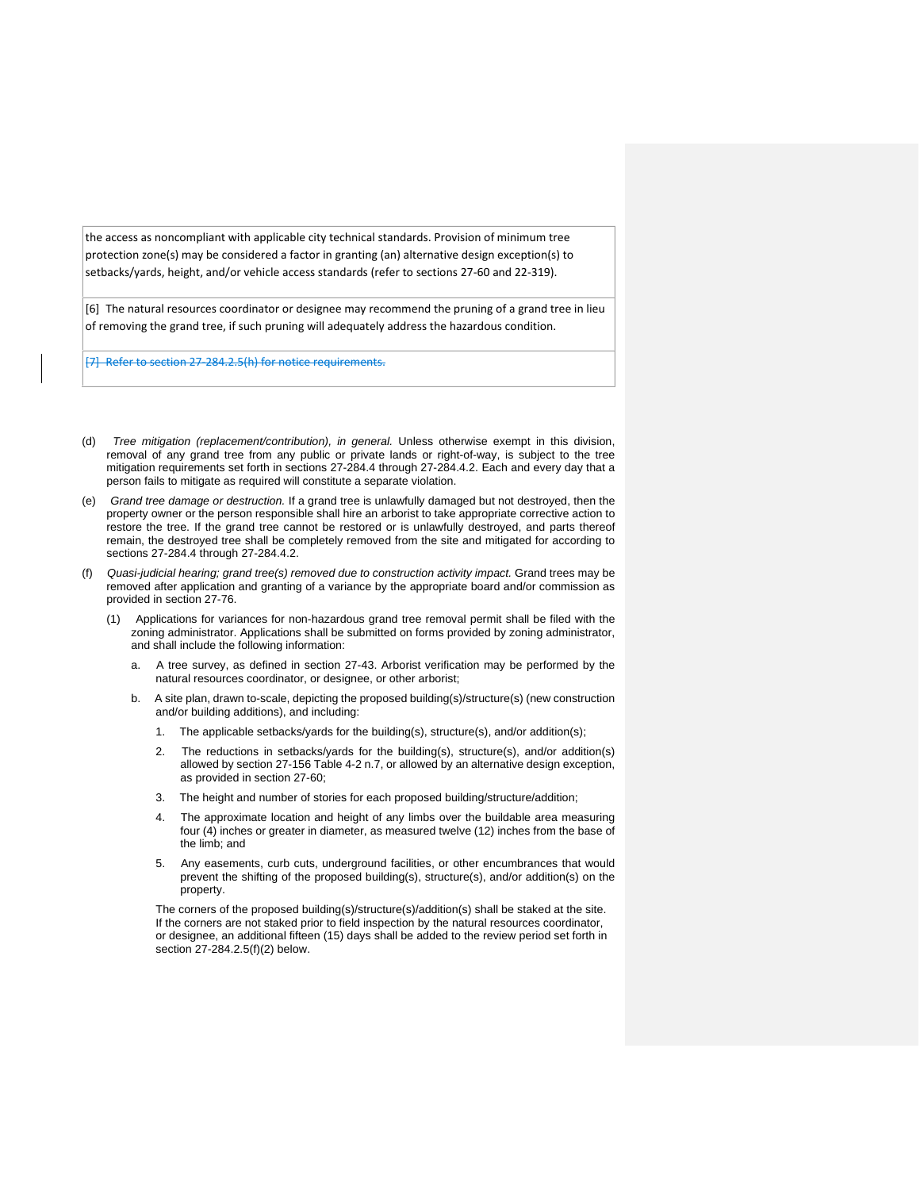| |
|---|
| the access as noncompliant with applicable city technical standards. Provision of minimum tree protection zone(s) may be considered a factor in granting (an) alternative design exception(s) to setbacks/yards, height, and/or vehicle access standards (refer to sections 27-60 and 22-319). |
| [6] The natural resources coordinator or designee may recommend the pruning of a grand tree in lieu of removing the grand tree, if such pruning will adequately address the hazardous condition. |
| ~~[7] Refer to section 27-284.2.5(h) for notice requirements.~~ |

(d) *Tree mitigation (replacement/contribution), in general.* Unless otherwise exempt in this division, removal of any grand tree from any public or private lands or right-of-way, is subject to the tree mitigation requirements set forth in sections 27-284.4 through 27-284.4.2. Each and every day that a person fails to mitigate as required will constitute a separate violation.

(e) *Grand tree damage or destruction.* If a grand tree is unlawfully damaged but not destroyed, then the property owner or the person responsible shall hire an arborist to take appropriate corrective action to restore the tree. If the grand tree cannot be restored or is unlawfully destroyed, and parts thereof remain, the destroyed tree shall be completely removed from the site and mitigated for according to sections 27-284.4 through 27-284.4.2.

(f) *Quasi-judicial hearing; grand tree(s) removed due to construction activity impact.* Grand trees may be removed after application and granting of a variance by the appropriate board and/or commission as provided in section 27-76.

(1) Applications for variances for non-hazardous grand tree removal permit shall be filed with the zoning administrator. Applications shall be submitted on forms provided by zoning administrator, and shall include the following information:

a. A tree survey, as defined in section 27-43. Arborist verification may be performed by the natural resources coordinator, or designee, or other arborist;

b. A site plan, drawn to-scale, depicting the proposed building(s)/structure(s) (new construction and/or building additions), and including:

1. The applicable setbacks/yards for the building(s), structure(s), and/or addition(s);

2. The reductions in setbacks/yards for the building(s), structure(s), and/or addition(s) allowed by section 27-156 Table 4-2 n.7, or allowed by an alternative design exception, as provided in section 27-60;

3. The height and number of stories for each proposed building/structure/addition;

4. The approximate location and height of any limbs over the buildable area measuring four (4) inches or greater in diameter, as measured twelve (12) inches from the base of the limb; and

5. Any easements, curb cuts, underground facilities, or other encumbrances that would prevent the shifting of the proposed building(s), structure(s), and/or addition(s) on the property.

The corners of the proposed building(s)/structure(s)/addition(s) shall be staked at the site. If the corners are not staked prior to field inspection by the natural resources coordinator, or designee, an additional fifteen (15) days shall be added to the review period set forth in section 27-284.2.5(f)(2) below.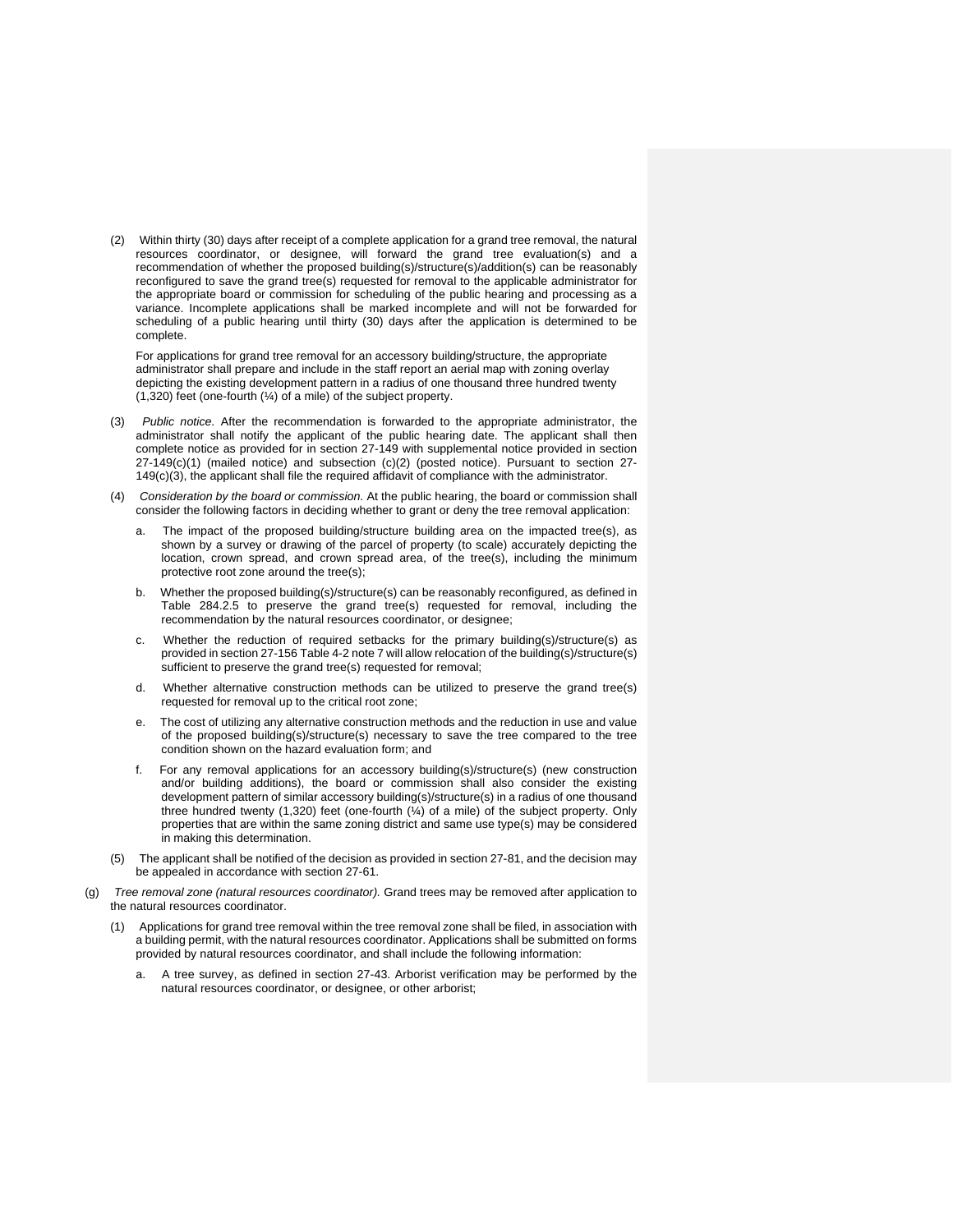(2) Within thirty (30) days after receipt of a complete application for a grand tree removal, the natural resources coordinator, or designee, will forward the grand tree evaluation(s) and a recommendation of whether the proposed building(s)/structure(s)/addition(s) can be reasonably reconfigured to save the grand tree(s) requested for removal to the applicable administrator for the appropriate board or commission for scheduling of the public hearing and processing as a variance. Incomplete applications shall be marked incomplete and will not be forwarded for scheduling of a public hearing until thirty (30) days after the application is determined to be complete.

For applications for grand tree removal for an accessory building/structure, the appropriate administrator shall prepare and include in the staff report an aerial map with zoning overlay depicting the existing development pattern in a radius of one thousand three hundred twenty (1,320) feet (one-fourth (¼) of a mile) of the subject property.

(3) *Public notice.* After the recommendation is forwarded to the appropriate administrator, the administrator shall notify the applicant of the public hearing date. The applicant shall then complete notice as provided for in section 27-149 with supplemental notice provided in section 27-149(c)(1) (mailed notice) and subsection (c)(2) (posted notice). Pursuant to section 27-149(c)(3), the applicant shall file the required affidavit of compliance with the administrator.

(4) *Consideration by the board or commission.* At the public hearing, the board or commission shall consider the following factors in deciding whether to grant or deny the tree removal application:

a. The impact of the proposed building/structure building area on the impacted tree(s), as shown by a survey or drawing of the parcel of property (to scale) accurately depicting the location, crown spread, and crown spread area, of the tree(s), including the minimum protective root zone around the tree(s);

b. Whether the proposed building(s)/structure(s) can be reasonably reconfigured, as defined in Table 284.2.5 to preserve the grand tree(s) requested for removal, including the recommendation by the natural resources coordinator, or designee;

c. Whether the reduction of required setbacks for the primary building(s)/structure(s) as provided in section 27-156 Table 4-2 note 7 will allow relocation of the building(s)/structure(s) sufficient to preserve the grand tree(s) requested for removal;

d. Whether alternative construction methods can be utilized to preserve the grand tree(s) requested for removal up to the critical root zone;

e. The cost of utilizing any alternative construction methods and the reduction in use and value of the proposed building(s)/structure(s) necessary to save the tree compared to the tree condition shown on the hazard evaluation form; and

f. For any removal applications for an accessory building(s)/structure(s) (new construction and/or building additions), the board or commission shall also consider the existing development pattern of similar accessory building(s)/structure(s) in a radius of one thousand three hundred twenty (1,320) feet (one-fourth (¼) of a mile) of the subject property. Only properties that are within the same zoning district and same use type(s) may be considered in making this determination.

(5) The applicant shall be notified of the decision as provided in section 27-81, and the decision may be appealed in accordance with section 27-61.

(g) *Tree removal zone (natural resources coordinator).* Grand trees may be removed after application to the natural resources coordinator.

(1) Applications for grand tree removal within the tree removal zone shall be filed, in association with a building permit, with the natural resources coordinator. Applications shall be submitted on forms provided by natural resources coordinator, and shall include the following information:

a. A tree survey, as defined in section 27-43. Arborist verification may be performed by the natural resources coordinator, or designee, or other arborist;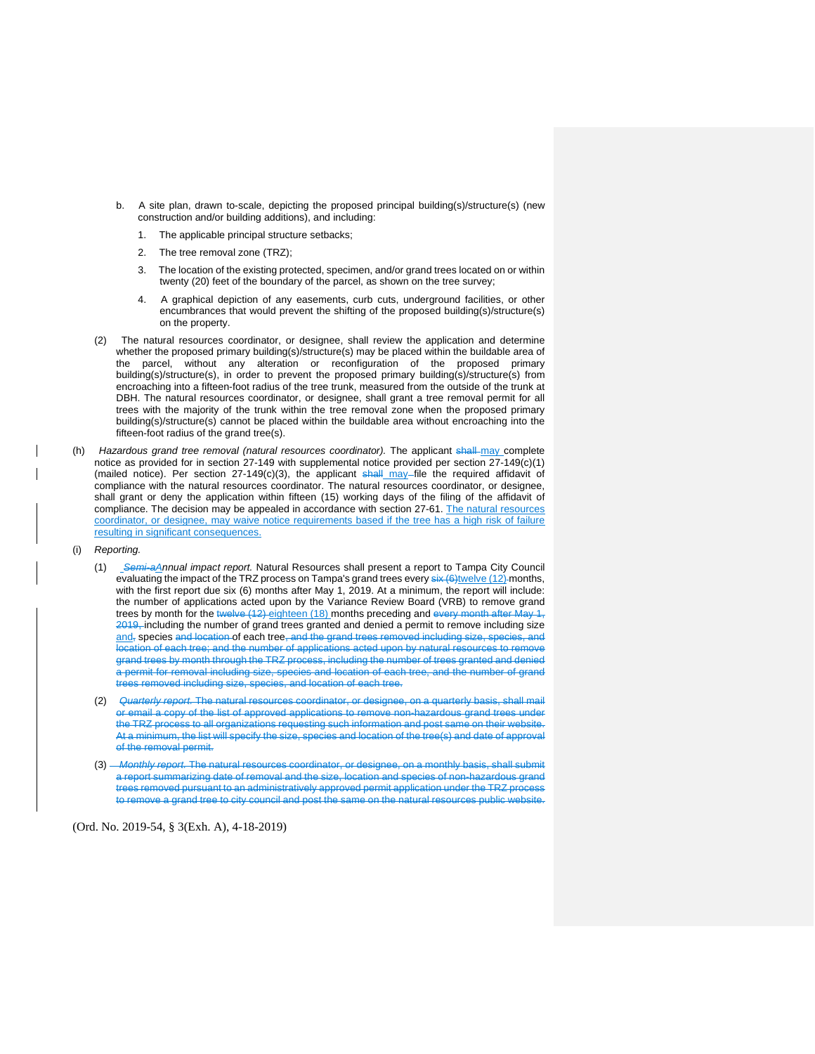b. A site plan, drawn to-scale, depicting the proposed principal building(s)/structure(s) (new construction and/or building additions), and including:

1. The applicable principal structure setbacks;

2. The tree removal zone (TRZ);

3. The location of the existing protected, specimen, and/or grand trees located on or within twenty (20) feet of the boundary of the parcel, as shown on the tree survey;

4. A graphical depiction of any easements, curb cuts, underground facilities, or other encumbrances that would prevent the shifting of the proposed building(s)/structure(s) on the property.

(2) The natural resources coordinator, or designee, shall review the application and determine whether the proposed primary building(s)/structure(s) may be placed within the buildable area of the parcel, without any alteration or reconfiguration of the proposed primary building(s)/structure(s), in order to prevent the proposed primary building(s)/structure(s) from encroaching into a fifteen-foot radius of the tree trunk, measured from the outside of the trunk at DBH. The natural resources coordinator, or designee, shall grant a tree removal permit for all trees with the majority of the trunk within the tree removal zone when the proposed primary building(s)/structure(s) cannot be placed within the buildable area without encroaching into the fifteen-foot radius of the grand tree(s).

(h) *Hazardous grand tree removal (natural resources coordinator).* The applicant ~~shall~~ may complete notice as provided for in section 27-149 with supplemental notice provided per section 27-149(c)(1) (mailed notice). Per section 27-149(c)(3), the applicant ~~shall~~ may file the required affidavit of compliance with the natural resources coordinator. The natural resources coordinator, or designee, shall grant or deny the application within fifteen (15) working days of the filing of the affidavit of compliance. The decision may be appealed in accordance with section 27-61. The natural resources coordinator, or designee, may waive notice requirements based if the tree has a high risk of failure resulting in significant consequences.

(i) *Reporting.*

(1) *~~Semi-a~~Annual impact report.* Natural Resources shall present a report to Tampa City Council evaluating the impact of the TRZ process on Tampa's grand trees every ~~six (6)~~twelve (12) months, with the first report due six (6) months after May 1, 2019. At a minimum, the report will include: the number of applications acted upon by the Variance Review Board (VRB) to remove grand trees by month for the ~~twelve (12)~~ eighteen (18) months preceding and ~~every month after May 1, 2019,~~ including the number of grand trees granted and denied a permit to remove including size and~~,~~ species ~~and location~~ of each tree~~, and the grand trees removed including size, species, and location of each tree; and the number of applications acted upon by natural resources to remove grand trees by month through the TRZ process, including the number of trees granted and denied a permit for removal including size, species and location of each tree, and the number of grand trees removed including size, species, and location of each tree~~.

(2) ~~*Quarterly report.* The natural resources coordinator, or designee, on a quarterly basis, shall mail or email a copy of the list of approved applications to remove non-hazardous grand trees under the TRZ process to all organizations requesting such information and post same on their website. At a minimum, the list will specify the size, species and location of the tree(s) and date of approval of the removal permit.~~

(3) ~~*Monthly report.* The natural resources coordinator, or designee, on a monthly basis, shall submit a report summarizing date of removal and the size, location and species of non-hazardous grand trees removed pursuant to an administratively approved permit application under the TRZ process to remove a grand tree to city council and post the same on the natural resources public website.~~

(Ord. No. 2019-54, § 3(Exh. A), 4-18-2019)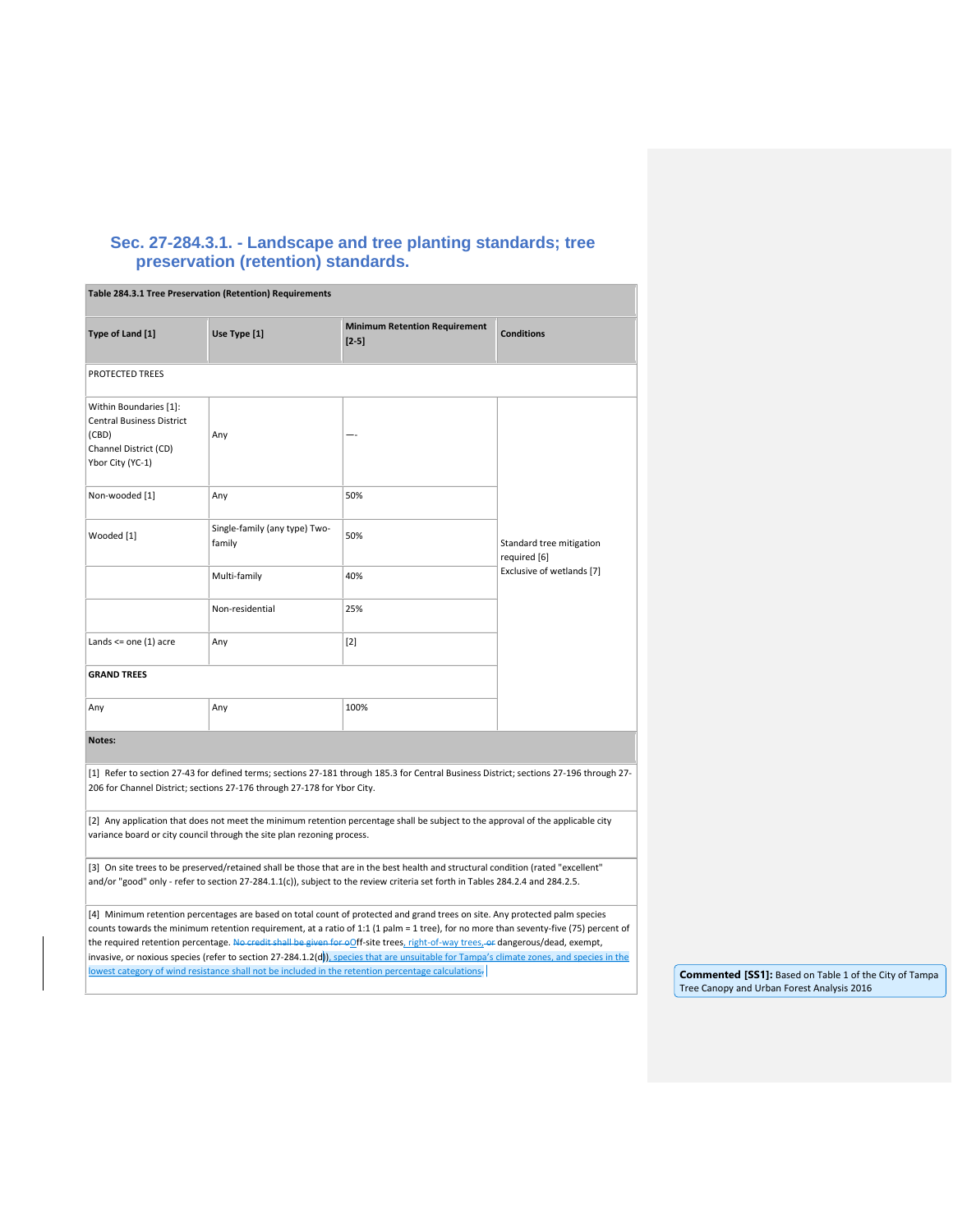## Sec. 27-284.3.1. - Landscape and tree planting standards; tree preservation (retention) standards.

| Table 284.3.1 Tree Preservation (Retention) Requirements | | | |
|---|---|---|---|
| **Type of Land [1]** | **Use Type [1]** | **Minimum Retention Requirement [2-5]** | **Conditions** |
| PROTECTED TREES | | | |
| Within Boundaries [1]: Central Business District (CBD) Channel District (CD) Ybor City (YC-1) | Any | —- | Standard tree mitigation required [6] Exclusive of wetlands [7] |
| Non-wooded [1] | Any | 50% | |
| Wooded [1] | Single-family (any type) Two-family | 50% | |
| | Multi-family | 40% | |
| | Non-residential | 25% | |
| Lands <= one (1) acre | Any | [2] | |
| **GRAND TREES** | | | |
| Any | Any | 100% | |

**Notes:**

[1] Refer to section 27-43 for defined terms; sections 27-181 through 185.3 for Central Business District; sections 27-196 through 27-206 for Channel District; sections 27-176 through 27-178 for Ybor City.

[2] Any application that does not meet the minimum retention percentage shall be subject to the approval of the applicable city variance board or city council through the site plan rezoning process.

[3] On site trees to be preserved/retained shall be those that are in the best health and structural condition (rated "excellent" and/or "good" only - refer to section 27-284.1.1(c)), subject to the review criteria set forth in Tables 284.2.4 and 284.2.5.

[4] Minimum retention percentages are based on total count of protected and grand trees on site. Any protected palm species counts towards the minimum retention requirement, at a ratio of 1:1 (1 palm = 1 tree), for no more than seventy-five (75) percent of the required retention percentage. ~~No credit shall be given for o~~Off-site trees, right-of-way trees, ~~or~~ dangerous/dead, exempt, invasive, or noxious species (refer to section 27-284.1.2(d)), species that are unsuitable for Tampa's climate zones, and species in the lowest category of wind resistance shall not be included in the retention percentage calculations~~.~~

**Commented [SS1]:** Based on Table 1 of the City of Tampa Tree Canopy and Urban Forest Analysis 2016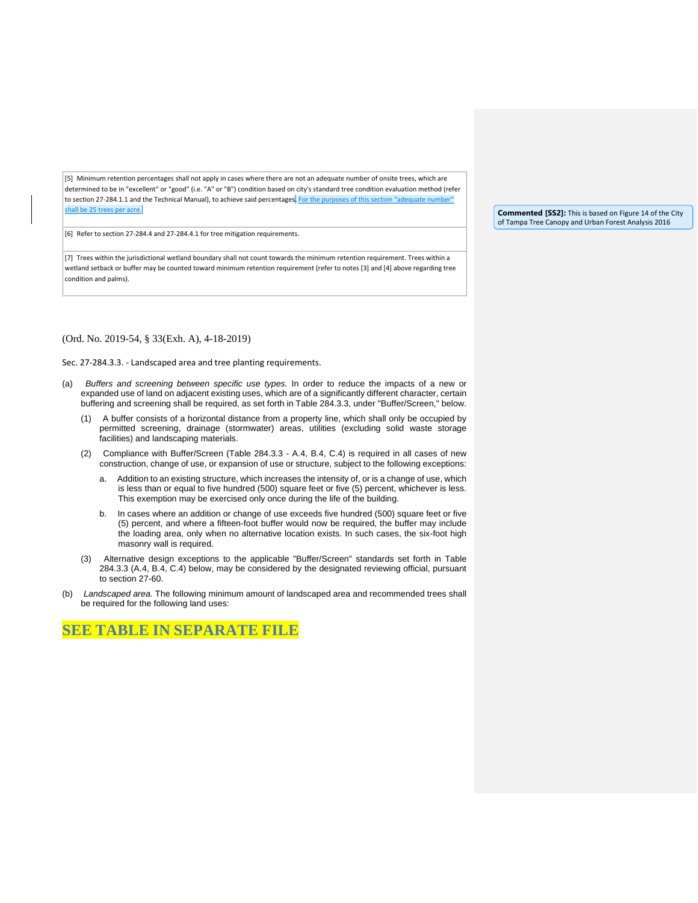| |
|---|
| [5] Minimum retention percentages shall not apply in cases where there are not an adequate number of onsite trees, which are determined to be in "excellent" or "good" (i.e. "A" or "B") condition based on city's standard tree condition evaluation method (refer to section 27-284.1.1 and the Technical Manual), to achieve said percentages. For the purposes of this section "adequate number" shall be 25 trees per acre. |
| [6] Refer to section 27-284.4 and 27-284.4.1 for tree mitigation requirements. |
| [7] Trees within the jurisdictional wetland boundary shall not count towards the minimum retention requirement. Trees within a wetland setback or buffer may be counted toward minimum retention requirement (refer to notes [3] and [4] above regarding tree condition and palms). |

**Commented [SS2]:** This is based on Figure 14 of the City of Tampa Tree Canopy and Urban Forest Analysis 2016

(Ord. No. 2019-54, § 33(Exh. A), 4-18-2019)

Sec. 27-284.3.3. - Landscaped area and tree planting requirements.

(a) *Buffers and screening between specific use types.* In order to reduce the impacts of a new or expanded use of land on adjacent existing uses, which are of a significantly different character, certain buffering and screening shall be required, as set forth in Table 284.3.3, under "Buffer/Screen," below.

(1) A buffer consists of a horizontal distance from a property line, which shall only be occupied by permitted screening, drainage (stormwater) areas, utilities (excluding solid waste storage facilities) and landscaping materials.

(2) Compliance with Buffer/Screen (Table 284.3.3 - A.4, B.4, C.4) is required in all cases of new construction, change of use, or expansion of use or structure, subject to the following exceptions:

a. Addition to an existing structure, which increases the intensity of, or is a change of use, which is less than or equal to five hundred (500) square feet or five (5) percent, whichever is less. This exemption may be exercised only once during the life of the building.

b. In cases where an addition or change of use exceeds five hundred (500) square feet or five (5) percent, and where a fifteen-foot buffer would now be required, the buffer may include the loading area, only when no alternative location exists. In such cases, the six-foot high masonry wall is required.

(3) Alternative design exceptions to the applicable "Buffer/Screen" standards set forth in Table 284.3.3 (A.4, B.4, C.4) below, may be considered by the designated reviewing official, pursuant to section 27-60.

(b) *Landscaped area.* The following minimum amount of landscaped area and recommended trees shall be required for the following land uses:

**SEE TABLE IN SEPARATE FILE**